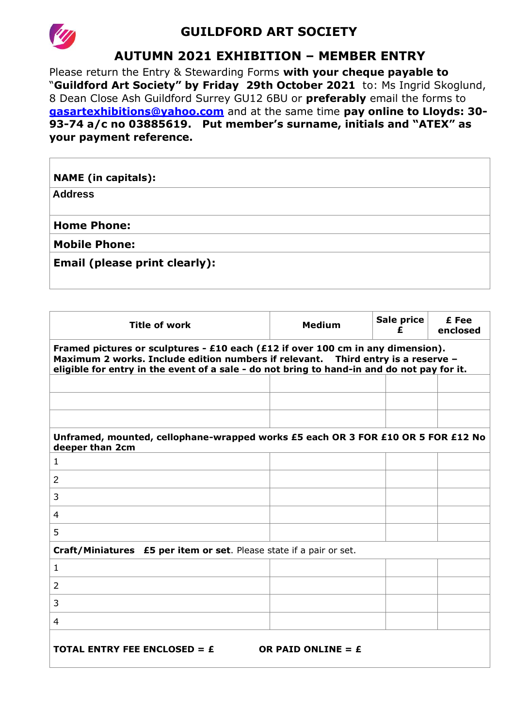# GUILDFORD ART SOCIETY

## AUTUMN 2021 EXHIBITION – MEMBER ENTRY

Please return the Entry & Stewarding Forms **with your cheque payable to "Guildford Art Society" by Friday 29th October 2021** to: Ms Ingrid Skoglund, 8 Dean Close Ash Guildford Surrey GU12 6BU or **preferably** email the forms to **gasartexhibitions@yahoo.com** and at the same time **pay online to Lloyds: 30-93-74 a/c no 03885619. Put member's surname, initials and "ATEX" as your payment reference.**

| |
|---|
| **NAME (in capitals):** |
| **Address** |
| **Home Phone:** |
| **Mobile Phone:** |
| **Email (please print clearly):** |

| Title of work | Medium | Sale price £ | £ Fee enclosed |
|---|---|---|---|
| **Framed pictures or sculptures - £10 each (£12 if over 100 cm in any dimension). Maximum 2 works. Include edition numbers if relevant. Third entry is a reserve – eligible for entry in the event of a sale - do not bring to hand-in and do not pay for it.** | | | |
| | | | |
| | | | |
| | | | |
| **Unframed, mounted, cellophane-wrapped works £5 each OR 3 FOR £10 OR 5 FOR £12 No deeper than 2cm** | | | |
| 1 | | | |
| 2 | | | |
| 3 | | | |
| 4 | | | |
| 5 | | | |
| **Craft/Miniatures £5 per item or set**. Please state if a pair or set. | | | |
| 1 | | | |
| 2 | | | |
| 3 | | | |
| 4 | | | |
| **TOTAL ENTRY FEE ENCLOSED = £** | **OR PAID ONLINE = £** | | |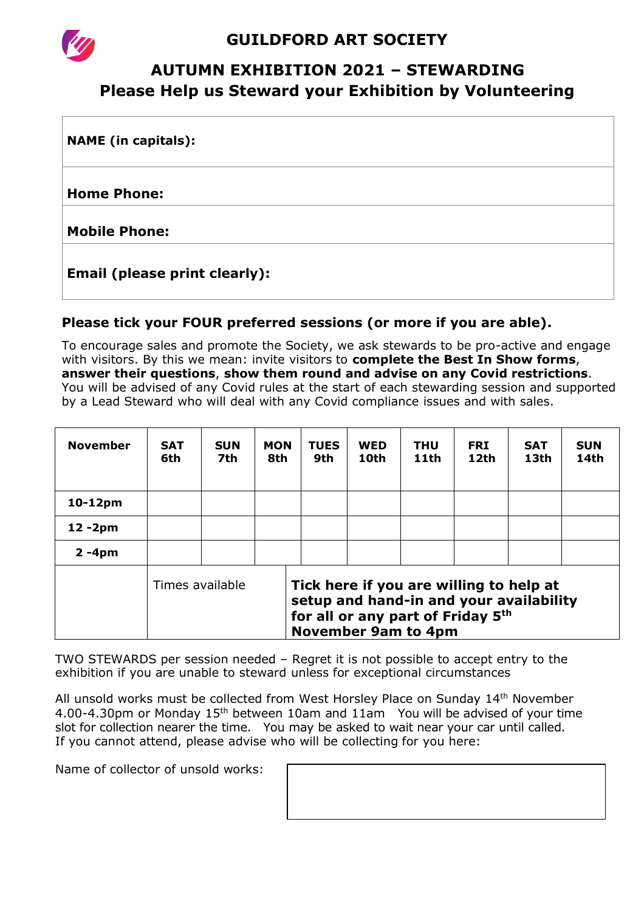# GUILDFORD ART SOCIETY

## AUTUMN EXHIBITION 2021 – STEWARDING

## Please Help us Steward your Exhibition by Volunteering

| | |
|---|---|
| **NAME (in capitals):** | |
| **Home Phone:** | |
| **Mobile Phone:** | |
| **Email (please print clearly):** | |

**Please tick your FOUR preferred sessions (or more if you are able).**

To encourage sales and promote the Society, we ask stewards to be pro-active and engage with visitors. By this we mean: invite visitors to **complete the Best In Show forms**, **answer their questions**, **show them round and advise on any Covid restrictions**. You will be advised of any Covid rules at the start of each stewarding session and supported by a Lead Steward who will deal with any Covid compliance issues and with sales.

| November | SAT 6th | SUN 7th | MON 8th | TUES 9th | WED 10th | THU 11th | FRI 12th | SAT 13th | SUN 14th |
|---|---|---|---|---|---|---|---|---|---|
| **10-12pm** | | | | | | | | | |
| **12 -2pm** | | | | | | | | | |
| **2 -4pm** | | | | | | | | | |
| | Times available | | | **Tick here if you are willing to help at setup and hand-in and your availability for all or any part of Friday 5th November 9am to 4pm** | | | | | |

TWO STEWARDS per session needed – Regret it is not possible to accept entry to the exhibition if you are unable to steward unless for exceptional circumstances

All unsold works must be collected from West Horsley Place on Sunday 14th November 4.00-4.30pm or Monday 15th between 10am and 11am You will be advised of your time slot for collection nearer the time. You may be asked to wait near your car until called. If you cannot attend, please advise who will be collecting for you here:

Name of collector of unsold works: